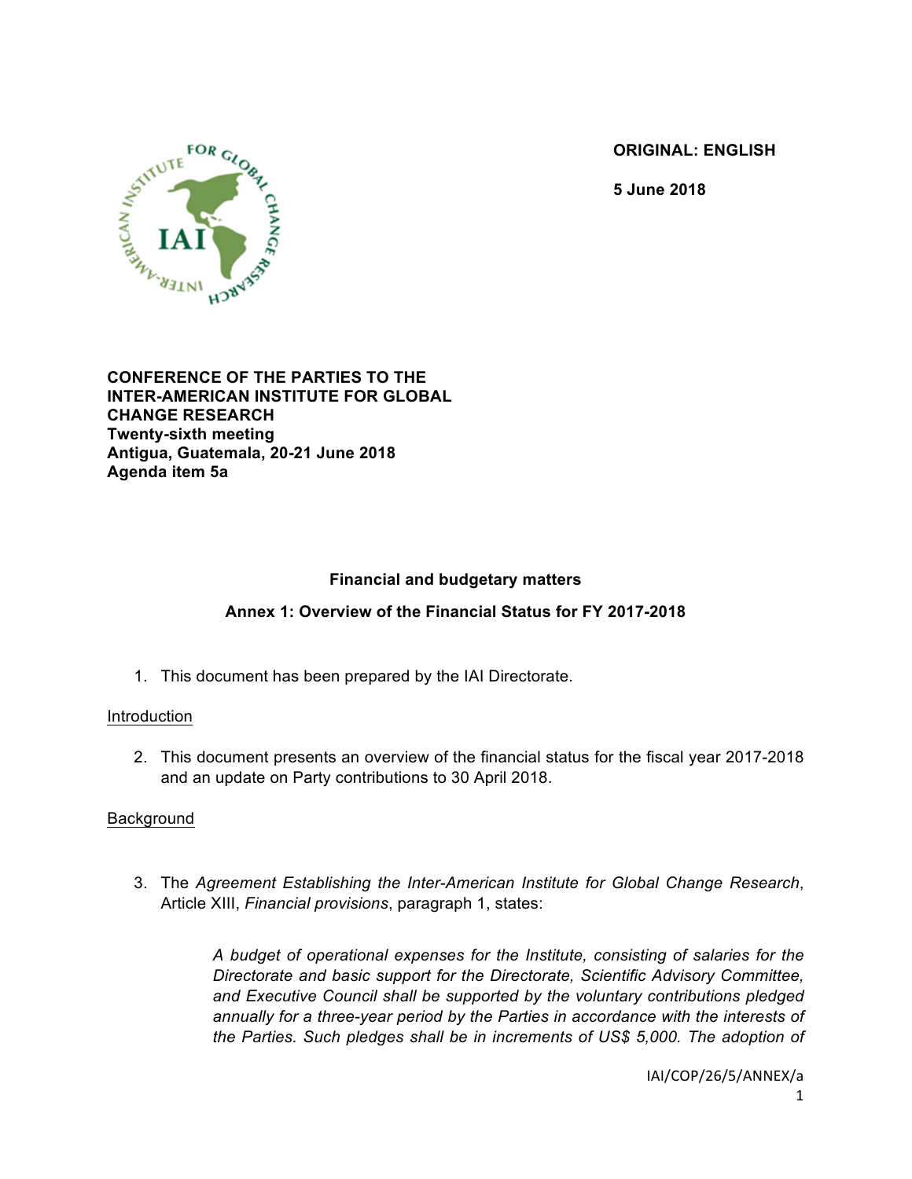**ORIGINAL: ENGLISH**

**5 June 2018**

**CONFERENCE OF THE PARTIES TO THE INTER-AMERICAN INSTITUTE FOR GLOBAL CHANGE RESEARCH**
**Twenty-sixth meeting**
**Antigua, Guatemala, 20-21 June 2018**
**Agenda item 5a**

**Financial and budgetary matters**

**Annex 1: Overview of the Financial Status for FY 2017-2018**

1. This document has been prepared by the IAI Directorate.

Introduction

2. This document presents an overview of the financial status for the fiscal year 2017-2018 and an update on Party contributions to 30 April 2018.

Background

3. The *Agreement Establishing the Inter-American Institute for Global Change Research*, Article XIII, *Financial provisions*, paragraph 1, states:

> *A budget of operational expenses for the Institute, consisting of salaries for the Directorate and basic support for the Directorate, Scientific Advisory Committee, and Executive Council shall be supported by the voluntary contributions pledged annually for a three-year period by the Parties in accordance with the interests of the Parties. Such pledges shall be in increments of US$ 5,000. The adoption of*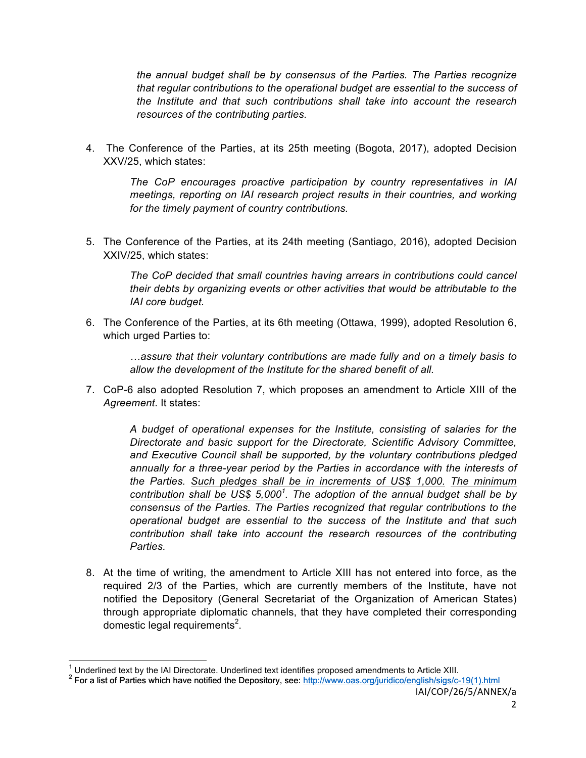*the annual budget shall be by consensus of the Parties. The Parties recognize that regular contributions to the operational budget are essential to the success of the Institute and that such contributions shall take into account the research resources of the contributing parties.*

4. The Conference of the Parties, at its 25th meeting (Bogota, 2017), adopted Decision XXV/25, which states:

   *The CoP encourages proactive participation by country representatives in IAI meetings, reporting on IAI research project results in their countries, and working for the timely payment of country contributions.*

5. The Conference of the Parties, at its 24th meeting (Santiago, 2016), adopted Decision XXIV/25, which states:

   *The CoP decided that small countries having arrears in contributions could cancel their debts by organizing events or other activities that would be attributable to the IAI core budget.*

6. The Conference of the Parties, at its 6th meeting (Ottawa, 1999), adopted Resolution 6, which urged Parties to:

   *…assure that their voluntary contributions are made fully and on a timely basis to allow the development of the Institute for the shared benefit of all.*

7. CoP-6 also adopted Resolution 7, which proposes an amendment to Article XIII of the *Agreement*. It states:

   *A budget of operational expenses for the Institute, consisting of salaries for the Directorate and basic support for the Directorate, Scientific Advisory Committee, and Executive Council shall be supported, by the voluntary contributions pledged annually for a three-year period by the Parties in accordance with the interests of the Parties. <u>Such pledges shall be in increments of US$ 1,000.</u> <u>The minimum contribution shall be US$ 5,000</u>[1]. The adoption of the annual budget shall be by consensus of the Parties. The Parties recognized that regular contributions to the operational budget are essential to the success of the Institute and that such contribution shall take into account the research resources of the contributing Parties.*

8. At the time of writing, the amendment to Article XIII has not entered into force, as the required 2/3 of the Parties, which are currently members of the Institute, have not notified the Depository (General Secretariat of the Organization of American States) through appropriate diplomatic channels, that they have completed their corresponding domestic legal requirements[2].

---

[1] Underlined text by the IAI Directorate. Underlined text identifies proposed amendments to Article XIII.

[2] For a list of Parties which have notified the Depository, see: http://www.oas.org/juridico/english/sigs/c-19(1).html

IAI/COP/26/5/ANNEX/a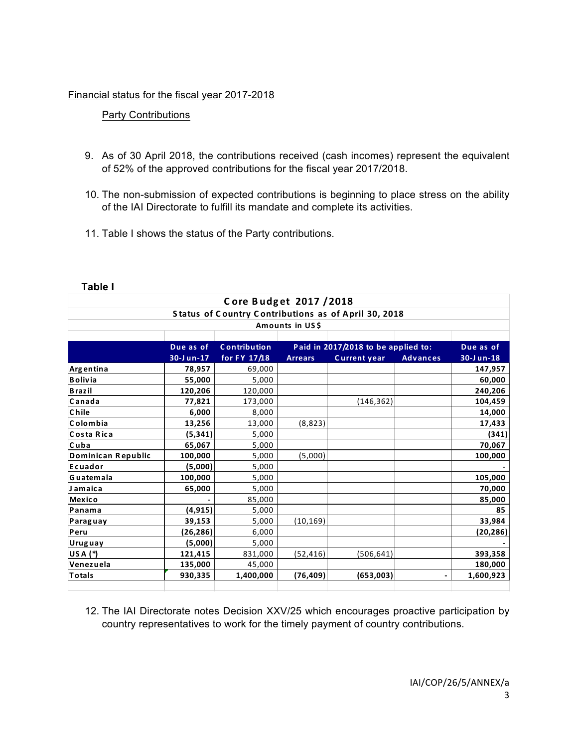Financial status for the fiscal year 2017-2018

Party Contributions

9. As of 30 April 2018, the contributions received (cash incomes) represent the equivalent of 52% of the approved contributions for the fiscal year 2017/2018.

10. The non-submission of expected contributions is beginning to place stress on the ability of the IAI Directorate to fulfill its mandate and complete its activities.

11. Table I shows the status of the Party contributions.

**Table I**

**Core Budget 2017 /2018**
**Status of Country Contributions as of April 30, 2018**
**Amounts in US$**

| | Due as of 30-Jun-17 | Contribution for FY 17/18 | Paid in 2017/2018 to be applied to: Arrears | Current year | Advances | Due as of 30-Jun-18 |
|---|---|---|---|---|---|---|
| Argentina | 78,957 | 69,000 | | | | 147,957 |
| Bolivia | 55,000 | 5,000 | | | | 60,000 |
| Brazil | 120,206 | 120,000 | | | | 240,206 |
| Canada | 77,821 | 173,000 | | (146,362) | | 104,459 |
| Chile | 6,000 | 8,000 | | | | 14,000 |
| Colombia | 13,256 | 13,000 | (8,823) | | | 17,433 |
| Costa Rica | (5,341) | 5,000 | | | | (341) |
| Cuba | 65,067 | 5,000 | | | | 70,067 |
| Dominican Republic | 100,000 | 5,000 | (5,000) | | | 100,000 |
| Ecuador | (5,000) | 5,000 | | | | - |
| Guatemala | 100,000 | 5,000 | | | | 105,000 |
| Jamaica | 65,000 | 5,000 | | | | 70,000 |
| Mexico | - | 85,000 | | | | 85,000 |
| Panama | (4,915) | 5,000 | | | | 85 |
| Paraguay | 39,153 | 5,000 | (10,169) | | | 33,984 |
| Peru | (26,286) | 6,000 | | | | (20,286) |
| Uruguay | (5,000) | 5,000 | | | | - |
| USA (*) | 121,415 | 831,000 | (52,416) | (506,641) | | 393,358 |
| Venezuela | 135,000 | 45,000 | | | | 180,000 |
| Totals | 930,335 | 1,400,000 | (76,409) | (653,003) | - | 1,600,923 |

12. The IAI Directorate notes Decision XXV/25 which encourages proactive participation by country representatives to work for the timely payment of country contributions.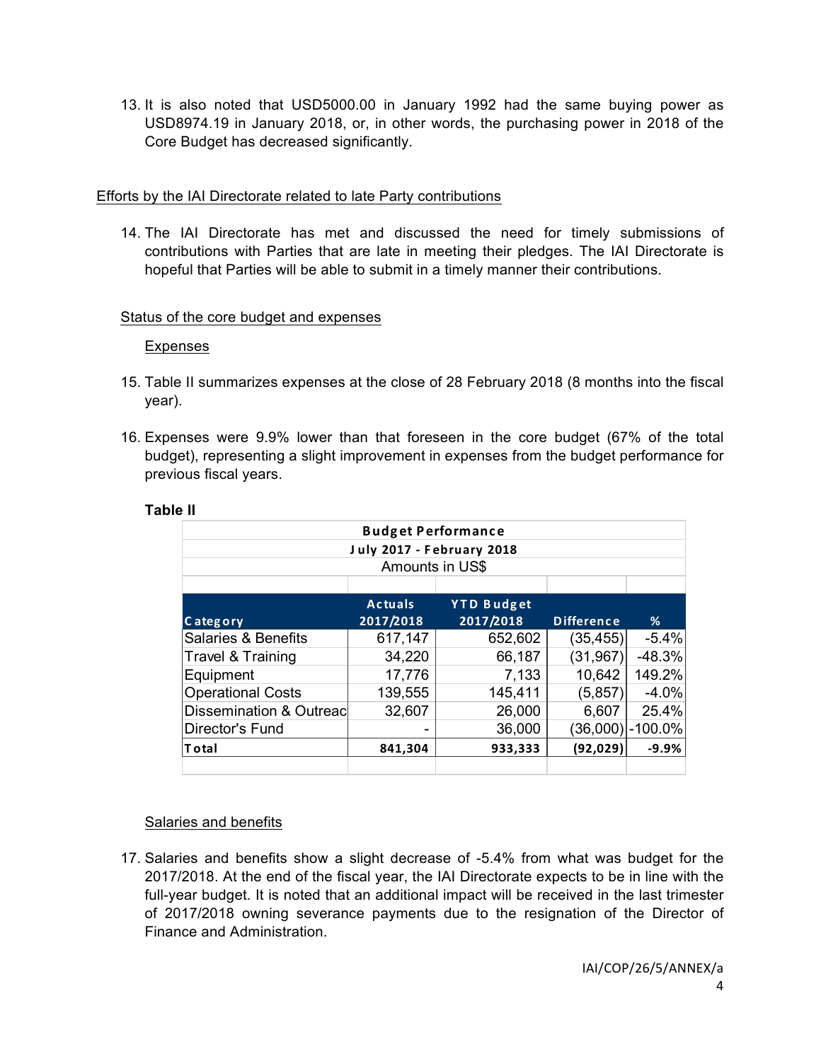13. It is also noted that USD5000.00 in January 1992 had the same buying power as USD8974.19 in January 2018, or, in other words, the purchasing power in 2018 of the Core Budget has decreased significantly.

Efforts by the IAI Directorate related to late Party contributions

14. The IAI Directorate has met and discussed the need for timely submissions of contributions with Parties that are late in meeting their pledges. The IAI Directorate is hopeful that Parties will be able to submit in a timely manner their contributions.

Status of the core budget and expenses

Expenses

15. Table II summarizes expenses at the close of 28 February 2018 (8 months into the fiscal year).

16. Expenses were 9.9% lower than that foreseen in the core budget (67% of the total budget), representing a slight improvement in expenses from the budget performance for previous fiscal years.

**Table II**

**Budget Performance**
**July 2017 - February 2018**
Amounts in US$

| Category | Actuals 2017/2018 | YTD Budget 2017/2018 | Difference | % |
|---|---|---|---|---|
| Salaries & Benefits | 617,147 | 652,602 | (35,455) | -5.4% |
| Travel & Training | 34,220 | 66,187 | (31,967) | -48.3% |
| Equipment | 17,776 | 7,133 | 10,642 | 149.2% |
| Operational Costs | 139,555 | 145,411 | (5,857) | -4.0% |
| Dissemination & Outreac | 32,607 | 26,000 | 6,607 | 25.4% |
| Director's Fund | - | 36,000 | (36,000) | -100.0% |
| **Total** | **841,304** | **933,333** | **(92,029)** | **-9.9%** |

Salaries and benefits

17. Salaries and benefits show a slight decrease of -5.4% from what was budget for the 2017/2018. At the end of the fiscal year, the IAI Directorate expects to be in line with the full-year budget. It is noted that an additional impact will be received in the last trimester of 2017/2018 owning severance payments due to the resignation of the Director of Finance and Administration.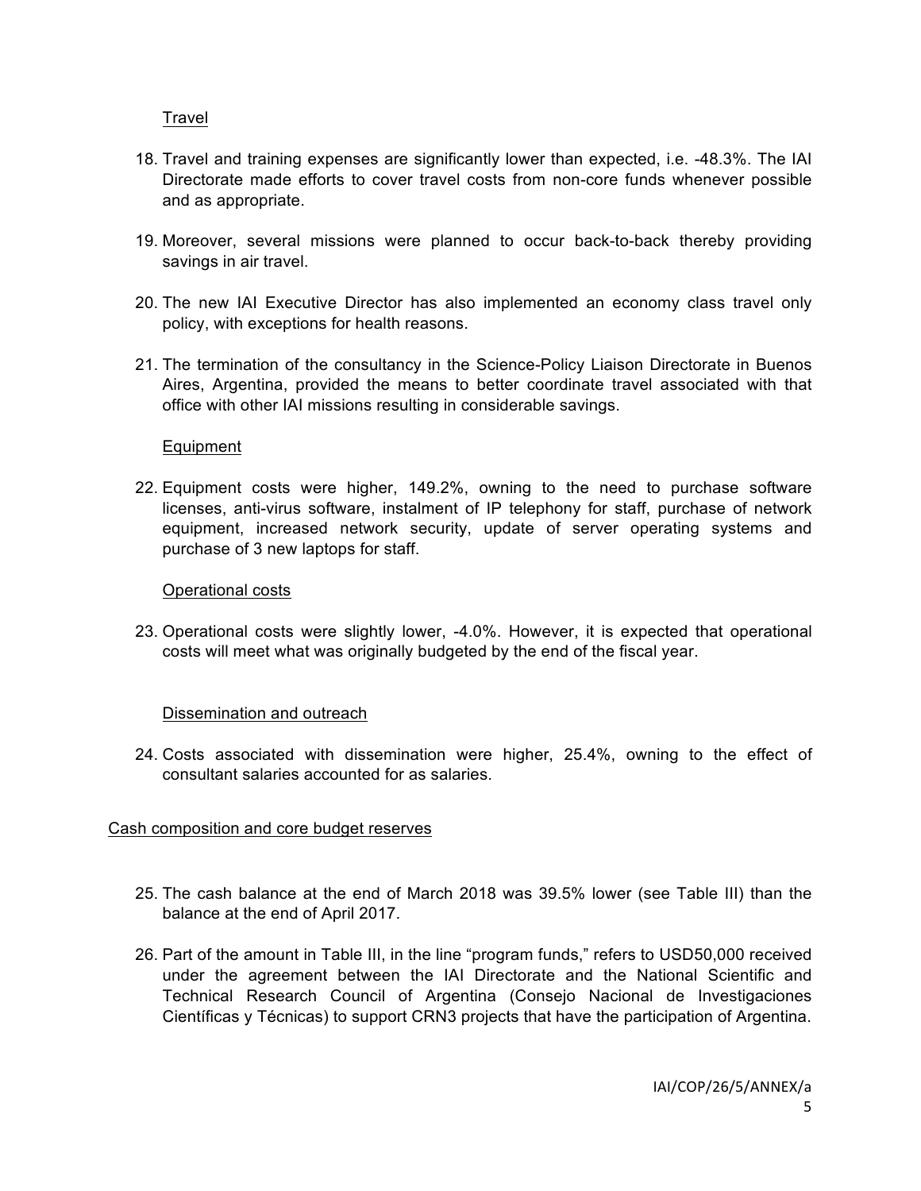Travel

18. Travel and training expenses are significantly lower than expected, i.e. -48.3%. The IAI Directorate made efforts to cover travel costs from non-core funds whenever possible and as appropriate.

19. Moreover, several missions were planned to occur back-to-back thereby providing savings in air travel.

20. The new IAI Executive Director has also implemented an economy class travel only policy, with exceptions for health reasons.

21. The termination of the consultancy in the Science-Policy Liaison Directorate in Buenos Aires, Argentina, provided the means to better coordinate travel associated with that office with other IAI missions resulting in considerable savings.

Equipment

22. Equipment costs were higher, 149.2%, owning to the need to purchase software licenses, anti-virus software, instalment of IP telephony for staff, purchase of network equipment, increased network security, update of server operating systems and purchase of 3 new laptops for staff.

Operational costs

23. Operational costs were slightly lower, -4.0%. However, it is expected that operational costs will meet what was originally budgeted by the end of the fiscal year.

Dissemination and outreach

24. Costs associated with dissemination were higher, 25.4%, owning to the effect of consultant salaries accounted for as salaries.

Cash composition and core budget reserves

25. The cash balance at the end of March 2018 was 39.5% lower (see Table III) than the balance at the end of April 2017.

26. Part of the amount in Table III, in the line "program funds," refers to USD50,000 received under the agreement between the IAI Directorate and the National Scientific and Technical Research Council of Argentina (Consejo Nacional de Investigaciones Científicas y Técnicas) to support CRN3 projects that have the participation of Argentina.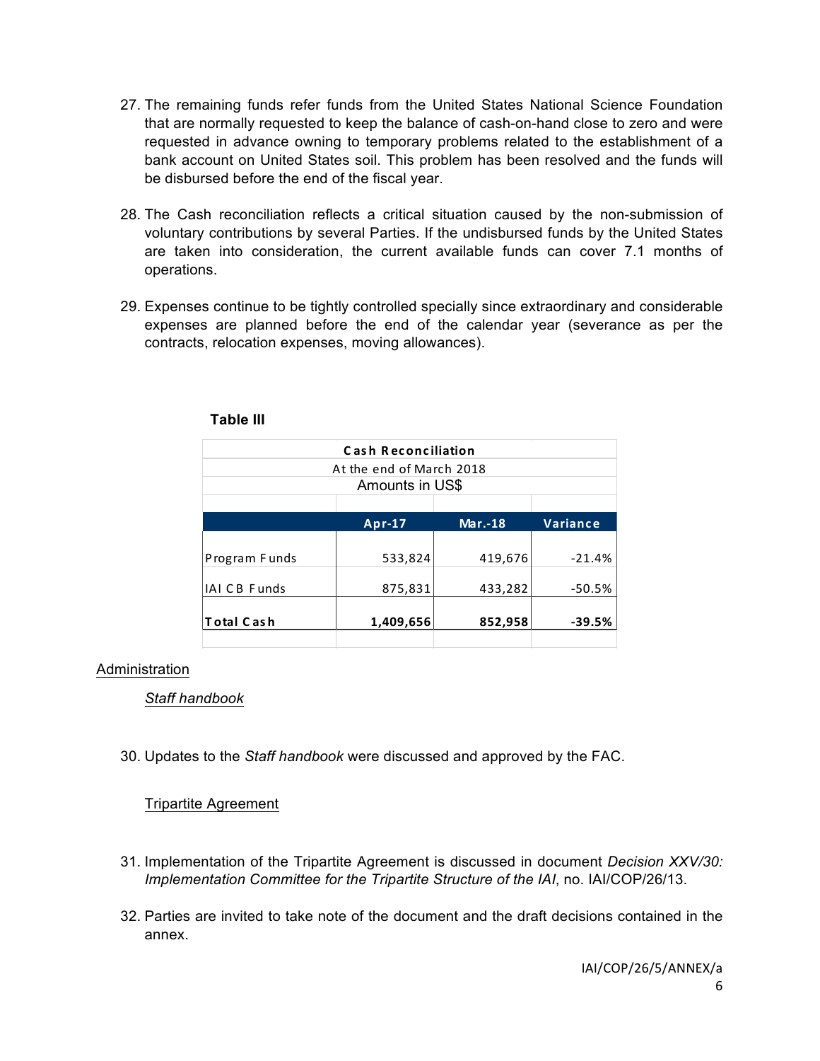27. The remaining funds refer funds from the United States National Science Foundation that are normally requested to keep the balance of cash-on-hand close to zero and were requested in advance owning to temporary problems related to the establishment of a bank account on United States soil. This problem has been resolved and the funds will be disbursed before the end of the fiscal year.

28. The Cash reconciliation reflects a critical situation caused by the non-submission of voluntary contributions by several Parties. If the undisbursed funds by the United States are taken into consideration, the current available funds can cover 7.1 months of operations.

29. Expenses continue to be tightly controlled specially since extraordinary and considerable expenses are planned before the end of the calendar year (severance as per the contracts, relocation expenses, moving allowances).

**Table III**

**Cash Reconciliation**
At the end of March 2018
Amounts in US$

| | Apr-17 | Mar.-18 | Variance |
|---|---|---|---|
| Program Funds | 533,824 | 419,676 | -21.4% |
| IAI CB Funds | 875,831 | 433,282 | -50.5% |
| **Total Cash** | **1,409,656** | **852,958** | **-39.5%** |

## Administration

### *Staff handbook*

30. Updates to the *Staff handbook* were discussed and approved by the FAC.

### Tripartite Agreement

31. Implementation of the Tripartite Agreement is discussed in document *Decision XXV/30: Implementation Committee for the Tripartite Structure of the IAI*, no. IAI/COP/26/13.

32. Parties are invited to take note of the document and the draft decisions contained in the annex.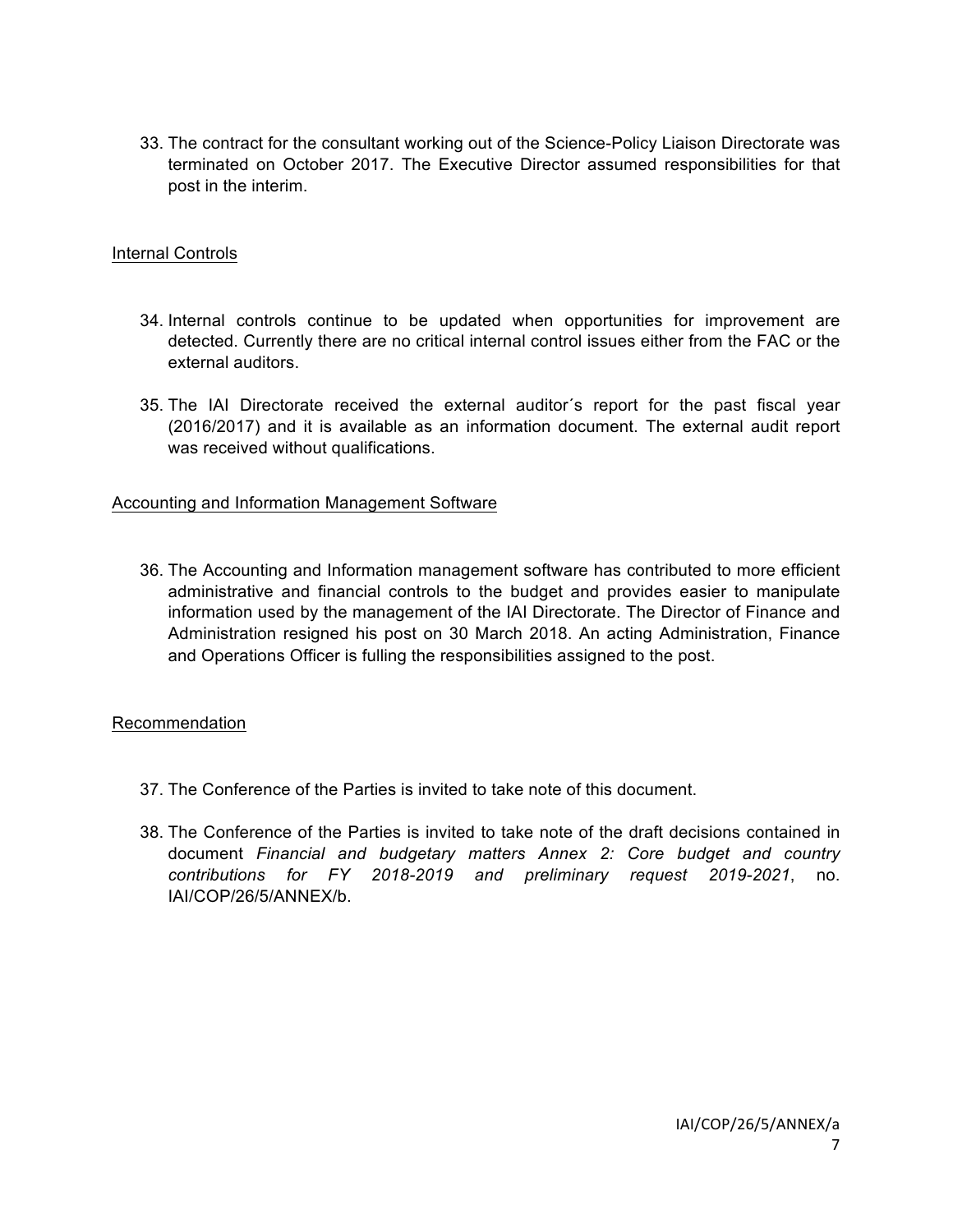33. The contract for the consultant working out of the Science-Policy Liaison Directorate was terminated on October 2017. The Executive Director assumed responsibilities for that post in the interim.

## Internal Controls

34. Internal controls continue to be updated when opportunities for improvement are detected. Currently there are no critical internal control issues either from the FAC or the external auditors.

35. The IAI Directorate received the external auditor´s report for the past fiscal year (2016/2017) and it is available as an information document. The external audit report was received without qualifications.

## Accounting and Information Management Software

36. The Accounting and Information management software has contributed to more efficient administrative and financial controls to the budget and provides easier to manipulate information used by the management of the IAI Directorate. The Director of Finance and Administration resigned his post on 30 March 2018. An acting Administration, Finance and Operations Officer is fulling the responsibilities assigned to the post.

## Recommendation

37. The Conference of the Parties is invited to take note of this document.

38. The Conference of the Parties is invited to take note of the draft decisions contained in document *Financial and budgetary matters Annex 2: Core budget and country contributions for FY 2018-2019 and preliminary request 2019-2021*, no. IAI/COP/26/5/ANNEX/b.